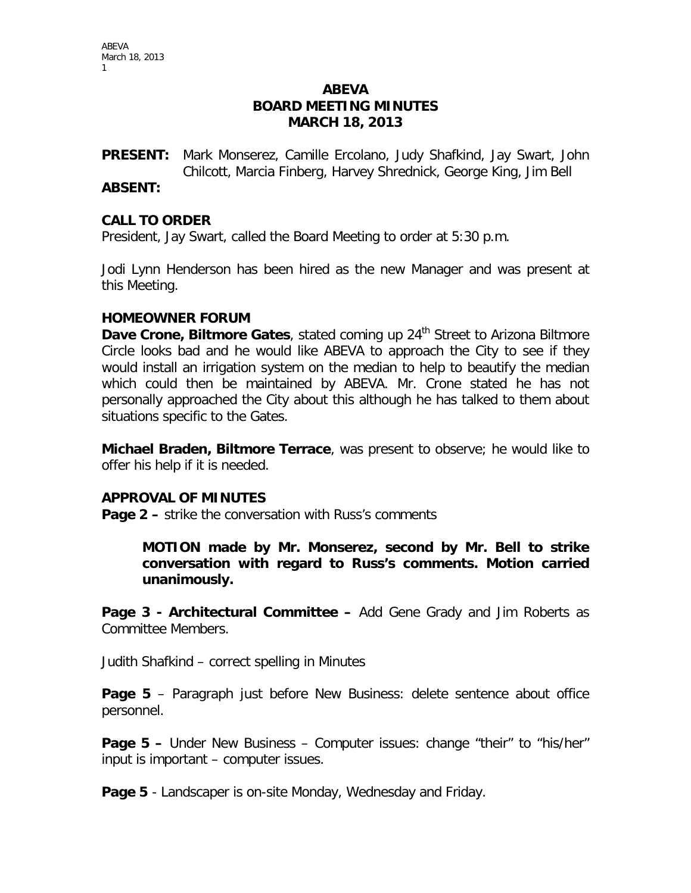# ABEVA
# BOARD MEETING MINUTES
# MARCH 18, 2013

**PRESENT:** Mark Monserez, Camille Ercolano, Judy Shafkind, Jay Swart, John Chilcott, Marcia Finberg, Harvey Shrednick, George King, Jim Bell

**ABSENT:**

## CALL TO ORDER

President, Jay Swart, called the Board Meeting to order at 5:30 p.m.

Jodi Lynn Henderson has been hired as the new Manager and was present at this Meeting.

## HOMEOWNER FORUM

**Dave Crone, Biltmore Gates**, stated coming up 24th Street to Arizona Biltmore Circle looks bad and he would like ABEVA to approach the City to see if they would install an irrigation system on the median to help to beautify the median which could then be maintained by ABEVA. Mr. Crone stated he has not personally approached the City about this although he has talked to them about situations specific to the Gates.

**Michael Braden, Biltmore Terrace**, was present to observe; he would like to offer his help if it is needed.

## APPROVAL OF MINUTES

**Page 2 –** strike the conversation with Russ's comments

> **MOTION made by Mr. Monserez, second by Mr. Bell to strike conversation with regard to Russ's comments. Motion carried unanimously.**

**Page 3 - Architectural Committee –** Add Gene Grady and Jim Roberts as Committee Members.

Judith Shafkind – correct spelling in Minutes

**Page 5** – Paragraph just before New Business: delete sentence about office personnel.

**Page 5 –** Under New Business – Computer issues: change "their" to "his/her" input is important – computer issues.

**Page 5** - Landscaper is on-site Monday, Wednesday and Friday.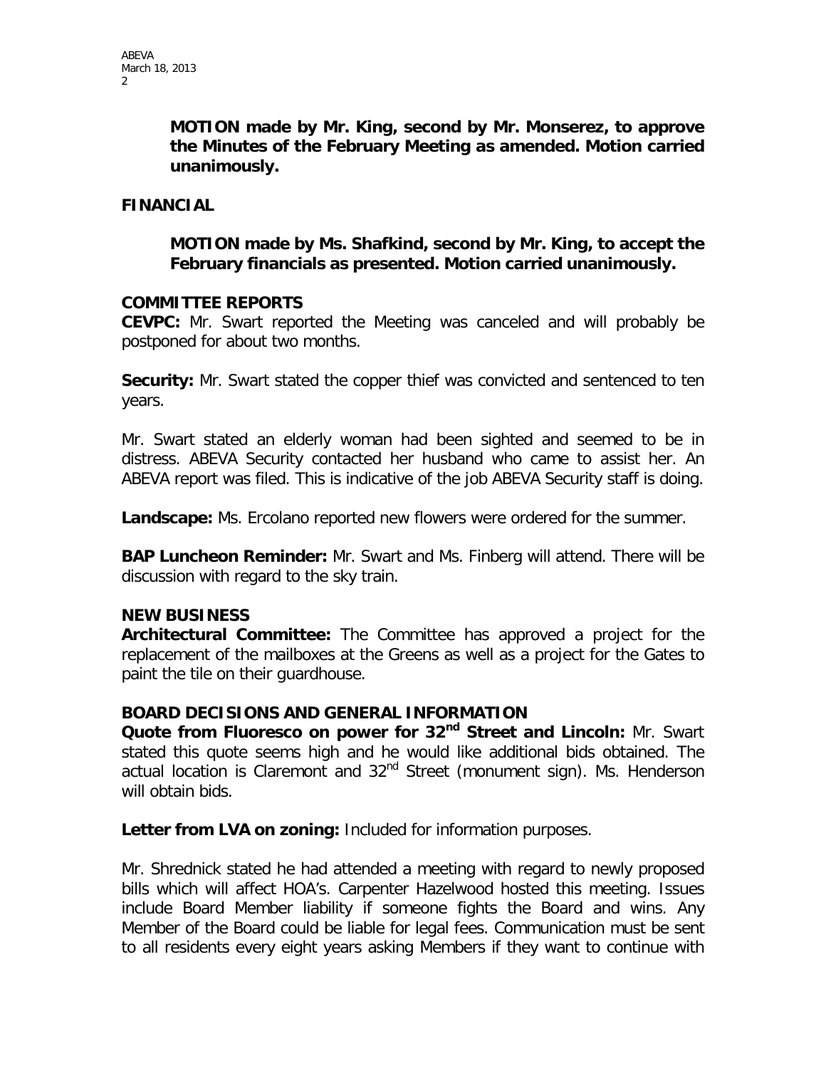**MOTION made by Mr. King, second by Mr. Monserez, to approve the Minutes of the February Meeting as amended. Motion carried unanimously.**

## FINANCIAL

**MOTION made by Ms. Shafkind, second by Mr. King, to accept the February financials as presented. Motion carried unanimously.**

## COMMITTEE REPORTS

**CEVPC:** Mr. Swart reported the Meeting was canceled and will probably be postponed for about two months.

**Security:** Mr. Swart stated the copper thief was convicted and sentenced to ten years.

Mr. Swart stated an elderly woman had been sighted and seemed to be in distress. ABEVA Security contacted her husband who came to assist her. An ABEVA report was filed. This is indicative of the job ABEVA Security staff is doing.

**Landscape:** Ms. Ercolano reported new flowers were ordered for the summer.

**BAP Luncheon Reminder:** Mr. Swart and Ms. Finberg will attend. There will be discussion with regard to the sky train.

## NEW BUSINESS

**Architectural Committee:** The Committee has approved a project for the replacement of the mailboxes at the Greens as well as a project for the Gates to paint the tile on their guardhouse.

## BOARD DECISIONS AND GENERAL INFORMATION

**Quote from Fluoresco on power for 32nd Street and Lincoln:** Mr. Swart stated this quote seems high and he would like additional bids obtained. The actual location is Claremont and 32nd Street (monument sign). Ms. Henderson will obtain bids.

**Letter from LVA on zoning:** Included for information purposes.

Mr. Shrednick stated he had attended a meeting with regard to newly proposed bills which will affect HOA's. Carpenter Hazelwood hosted this meeting. Issues include Board Member liability if someone fights the Board and wins. Any Member of the Board could be liable for legal fees. Communication must be sent to all residents every eight years asking Members if they want to continue with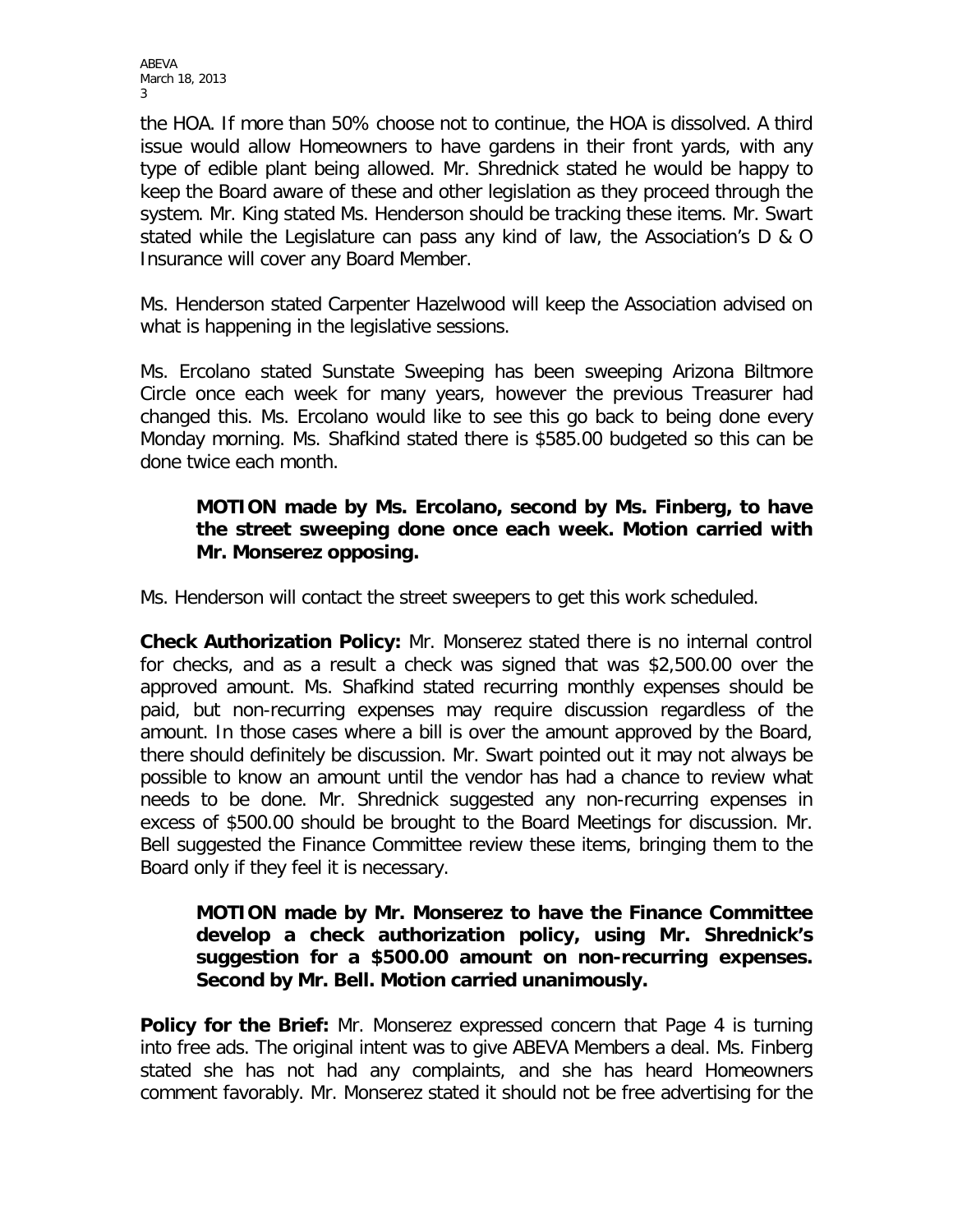the HOA. If more than 50% choose not to continue, the HOA is dissolved. A third issue would allow Homeowners to have gardens in their front yards, with any type of edible plant being allowed. Mr. Shrednick stated he would be happy to keep the Board aware of these and other legislation as they proceed through the system. Mr. King stated Ms. Henderson should be tracking these items. Mr. Swart stated while the Legislature can pass any kind of law, the Association's D & O Insurance will cover any Board Member.

Ms. Henderson stated Carpenter Hazelwood will keep the Association advised on what is happening in the legislative sessions.

Ms. Ercolano stated Sunstate Sweeping has been sweeping Arizona Biltmore Circle once each week for many years, however the previous Treasurer had changed this. Ms. Ercolano would like to see this go back to being done every Monday morning. Ms. Shafkind stated there is $585.00 budgeted so this can be done twice each month.

> **MOTION made by Ms. Ercolano, second by Ms. Finberg, to have the street sweeping done once each week. Motion carried with Mr. Monserez opposing.**

Ms. Henderson will contact the street sweepers to get this work scheduled.

**Check Authorization Policy:** Mr. Monserez stated there is no internal control for checks, and as a result a check was signed that was $2,500.00 over the approved amount. Ms. Shafkind stated recurring monthly expenses should be paid, but non-recurring expenses may require discussion regardless of the amount. In those cases where a bill is over the amount approved by the Board, there should definitely be discussion. Mr. Swart pointed out it may not always be possible to know an amount until the vendor has had a chance to review what needs to be done. Mr. Shrednick suggested any non-recurring expenses in excess of $500.00 should be brought to the Board Meetings for discussion. Mr. Bell suggested the Finance Committee review these items, bringing them to the Board only if they feel it is necessary.

> **MOTION made by Mr. Monserez to have the Finance Committee develop a check authorization policy, using Mr. Shrednick's suggestion for a $500.00 amount on non-recurring expenses. Second by Mr. Bell. Motion carried unanimously.**

**Policy for the Brief:** Mr. Monserez expressed concern that Page 4 is turning into free ads. The original intent was to give ABEVA Members a deal. Ms. Finberg stated she has not had any complaints, and she has heard Homeowners comment favorably. Mr. Monserez stated it should not be free advertising for the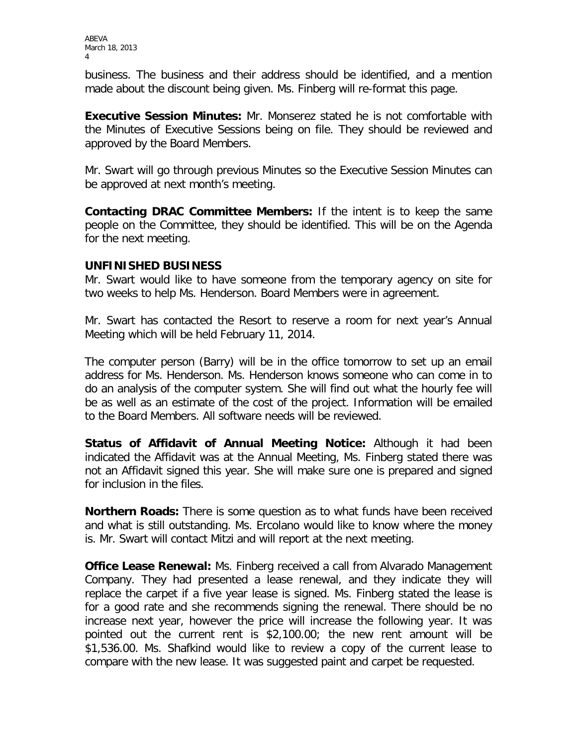business. The business and their address should be identified, and a mention made about the discount being given. Ms. Finberg will re-format this page.

**Executive Session Minutes:** Mr. Monserez stated he is not comfortable with the Minutes of Executive Sessions being on file. They should be reviewed and approved by the Board Members.

Mr. Swart will go through previous Minutes so the Executive Session Minutes can be approved at next month's meeting.

**Contacting DRAC Committee Members:** If the intent is to keep the same people on the Committee, they should be identified. This will be on the Agenda for the next meeting.

## UNFINISHED BUSINESS

Mr. Swart would like to have someone from the temporary agency on site for two weeks to help Ms. Henderson. Board Members were in agreement.

Mr. Swart has contacted the Resort to reserve a room for next year's Annual Meeting which will be held February 11, 2014.

The computer person (Barry) will be in the office tomorrow to set up an email address for Ms. Henderson. Ms. Henderson knows someone who can come in to do an analysis of the computer system. She will find out what the hourly fee will be as well as an estimate of the cost of the project. Information will be emailed to the Board Members. All software needs will be reviewed.

**Status of Affidavit of Annual Meeting Notice:** Although it had been indicated the Affidavit was at the Annual Meeting, Ms. Finberg stated there was not an Affidavit signed this year. She will make sure one is prepared and signed for inclusion in the files.

**Northern Roads:** There is some question as to what funds have been received and what is still outstanding. Ms. Ercolano would like to know where the money is. Mr. Swart will contact Mitzi and will report at the next meeting.

**Office Lease Renewal:** Ms. Finberg received a call from Alvarado Management Company. They had presented a lease renewal, and they indicate they will replace the carpet if a five year lease is signed. Ms. Finberg stated the lease is for a good rate and she recommends signing the renewal. There should be no increase next year, however the price will increase the following year. It was pointed out the current rent is $2,100.00; the new rent amount will be $1,536.00. Ms. Shafkind would like to review a copy of the current lease to compare with the new lease. It was suggested paint and carpet be requested.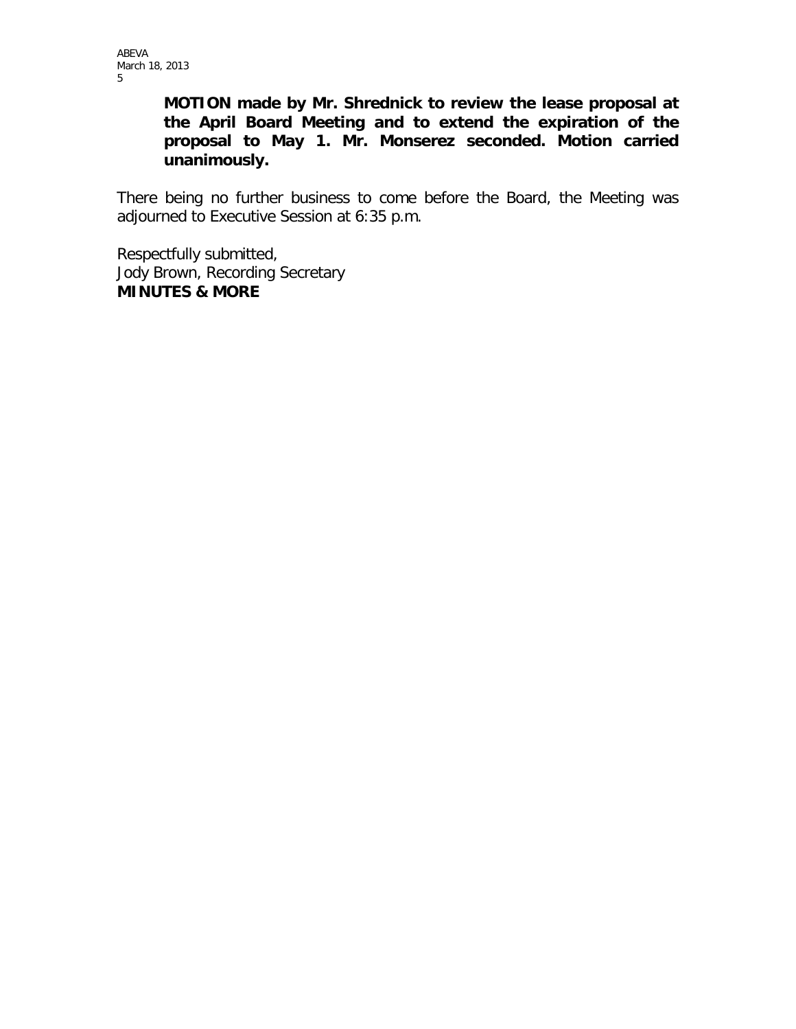**MOTION made by Mr. Shrednick to review the lease proposal at the April Board Meeting and to extend the expiration of the proposal to May 1. Mr. Monserez seconded. Motion carried unanimously.**

There being no further business to come before the Board, the Meeting was adjourned to Executive Session at 6:35 p.m.

Respectfully submitted,
Jody Brown, Recording Secretary
**MINUTES & MORE**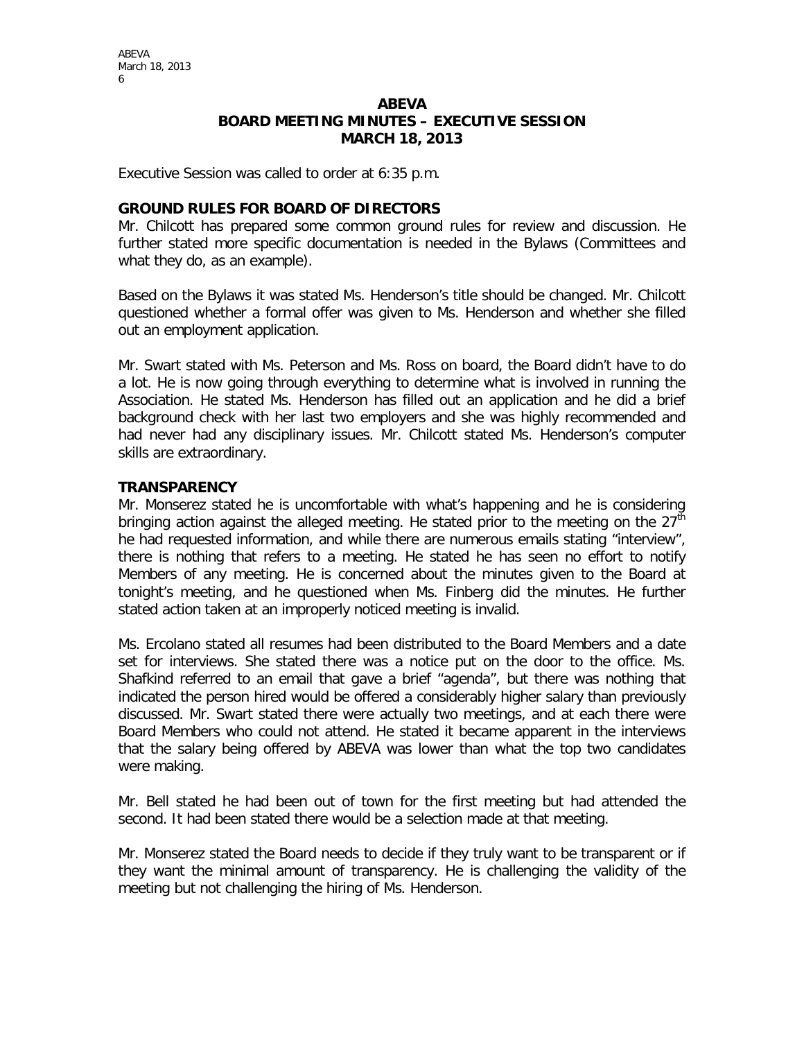# ABEVA
## BOARD MEETING MINUTES – EXECUTIVE SESSION
## MARCH 18, 2013

Executive Session was called to order at 6:35 p.m.

### GROUND RULES FOR BOARD OF DIRECTORS

Mr. Chilcott has prepared some common ground rules for review and discussion. He further stated more specific documentation is needed in the Bylaws (Committees and what they do, as an example).

Based on the Bylaws it was stated Ms. Henderson's title should be changed. Mr. Chilcott questioned whether a formal offer was given to Ms. Henderson and whether she filled out an employment application.

Mr. Swart stated with Ms. Peterson and Ms. Ross on board, the Board didn't have to do a lot. He is now going through everything to determine what is involved in running the Association. He stated Ms. Henderson has filled out an application and he did a brief background check with her last two employers and she was highly recommended and had never had any disciplinary issues. Mr. Chilcott stated Ms. Henderson's computer skills are extraordinary.

### TRANSPARENCY

Mr. Monserez stated he is uncomfortable with what's happening and he is considering bringing action against the alleged meeting. He stated prior to the meeting on the 27th he had requested information, and while there are numerous emails stating "interview", there is nothing that refers to a meeting. He stated he has seen no effort to notify Members of any meeting. He is concerned about the minutes given to the Board at tonight's meeting, and he questioned when Ms. Finberg did the minutes. He further stated action taken at an improperly noticed meeting is invalid.

Ms. Ercolano stated all resumes had been distributed to the Board Members and a date set for interviews. She stated there was a notice put on the door to the office. Ms. Shafkind referred to an email that gave a brief "agenda", but there was nothing that indicated the person hired would be offered a considerably higher salary than previously discussed. Mr. Swart stated there were actually two meetings, and at each there were Board Members who could not attend. He stated it became apparent in the interviews that the salary being offered by ABEVA was lower than what the top two candidates were making.

Mr. Bell stated he had been out of town for the first meeting but had attended the second. It had been stated there would be a selection made at that meeting.

Mr. Monserez stated the Board needs to decide if they truly want to be transparent or if they want the minimal amount of transparency. He is challenging the validity of the meeting but not challenging the hiring of Ms. Henderson.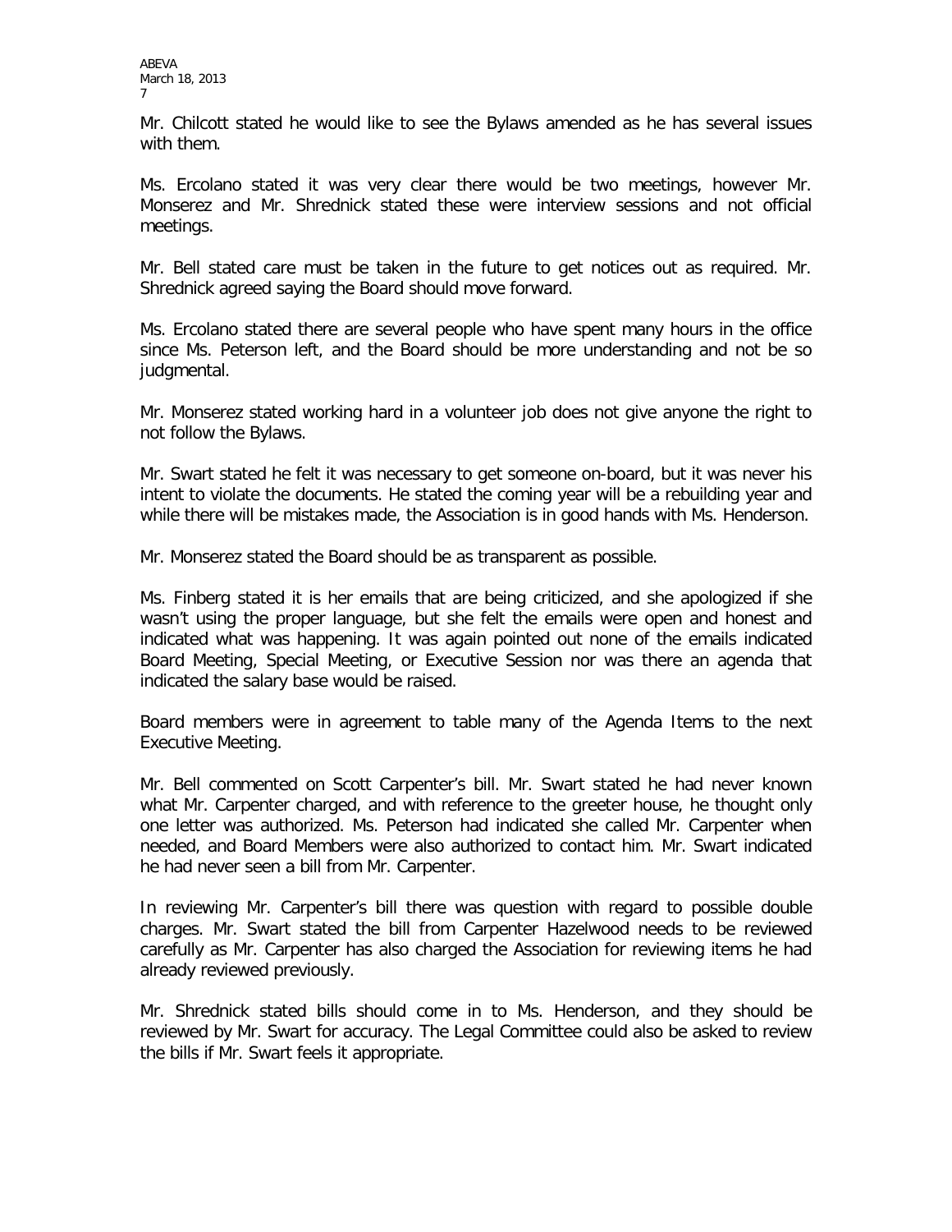Mr. Chilcott stated he would like to see the Bylaws amended as he has several issues with them.

Ms. Ercolano stated it was very clear there would be two meetings, however Mr. Monserez and Mr. Shrednick stated these were interview sessions and not official meetings.

Mr. Bell stated care must be taken in the future to get notices out as required. Mr. Shrednick agreed saying the Board should move forward.

Ms. Ercolano stated there are several people who have spent many hours in the office since Ms. Peterson left, and the Board should be more understanding and not be so judgmental.

Mr. Monserez stated working hard in a volunteer job does not give anyone the right to not follow the Bylaws.

Mr. Swart stated he felt it was necessary to get someone on-board, but it was never his intent to violate the documents. He stated the coming year will be a rebuilding year and while there will be mistakes made, the Association is in good hands with Ms. Henderson.

Mr. Monserez stated the Board should be as transparent as possible.

Ms. Finberg stated it is her emails that are being criticized, and she apologized if she wasn't using the proper language, but she felt the emails were open and honest and indicated what was happening. It was again pointed out none of the emails indicated Board Meeting, Special Meeting, or Executive Session nor was there an agenda that indicated the salary base would be raised.

Board members were in agreement to table many of the Agenda Items to the next Executive Meeting.

Mr. Bell commented on Scott Carpenter's bill. Mr. Swart stated he had never known what Mr. Carpenter charged, and with reference to the greeter house, he thought only one letter was authorized. Ms. Peterson had indicated she called Mr. Carpenter when needed, and Board Members were also authorized to contact him. Mr. Swart indicated he had never seen a bill from Mr. Carpenter.

In reviewing Mr. Carpenter's bill there was question with regard to possible double charges. Mr. Swart stated the bill from Carpenter Hazelwood needs to be reviewed carefully as Mr. Carpenter has also charged the Association for reviewing items he had already reviewed previously.

Mr. Shrednick stated bills should come in to Ms. Henderson, and they should be reviewed by Mr. Swart for accuracy. The Legal Committee could also be asked to review the bills if Mr. Swart feels it appropriate.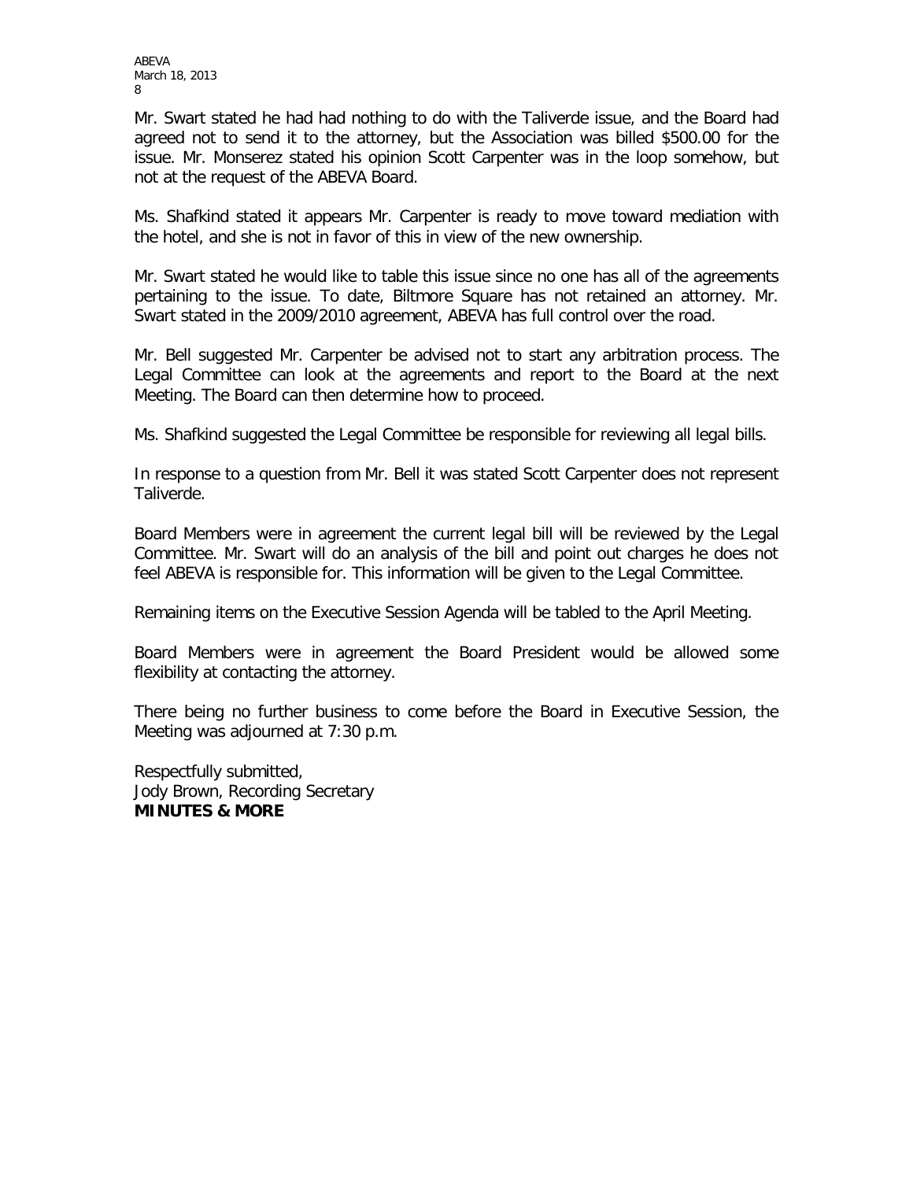Mr. Swart stated he had had nothing to do with the Taliverde issue, and the Board had agreed not to send it to the attorney, but the Association was billed $500.00 for the issue. Mr. Monserez stated his opinion Scott Carpenter was in the loop somehow, but not at the request of the ABEVA Board.

Ms. Shafkind stated it appears Mr. Carpenter is ready to move toward mediation with the hotel, and she is not in favor of this in view of the new ownership.

Mr. Swart stated he would like to table this issue since no one has all of the agreements pertaining to the issue. To date, Biltmore Square has not retained an attorney. Mr. Swart stated in the 2009/2010 agreement, ABEVA has full control over the road.

Mr. Bell suggested Mr. Carpenter be advised not to start any arbitration process. The Legal Committee can look at the agreements and report to the Board at the next Meeting. The Board can then determine how to proceed.

Ms. Shafkind suggested the Legal Committee be responsible for reviewing all legal bills.

In response to a question from Mr. Bell it was stated Scott Carpenter does not represent Taliverde.

Board Members were in agreement the current legal bill will be reviewed by the Legal Committee. Mr. Swart will do an analysis of the bill and point out charges he does not feel ABEVA is responsible for. This information will be given to the Legal Committee.

Remaining items on the Executive Session Agenda will be tabled to the April Meeting.

Board Members were in agreement the Board President would be allowed some flexibility at contacting the attorney.

There being no further business to come before the Board in Executive Session, the Meeting was adjourned at 7:30 p.m.

Respectfully submitted,
Jody Brown, Recording Secretary
**MINUTES & MORE**